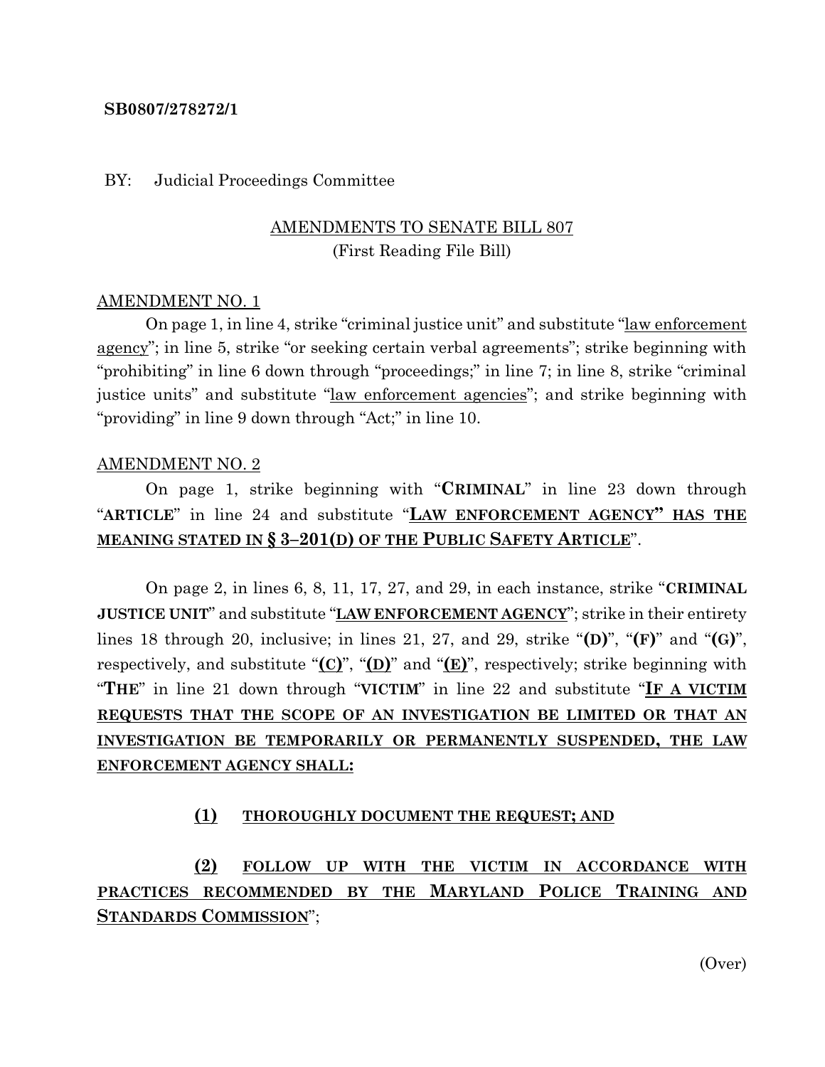**SB0807/278272/1**

BY: Judicial Proceedings Committee

AMENDMENTS TO SENATE BILL 807
(First Reading File Bill)

AMENDMENT NO. 1

On page 1, in line 4, strike "criminal justice unit" and substitute "law enforcement agency"; in line 5, strike "or seeking certain verbal agreements"; strike beginning with "prohibiting" in line 6 down through "proceedings;" in line 7; in line 8, strike "criminal justice units" and substitute "law enforcement agencies"; and strike beginning with "providing" in line 9 down through "Act;" in line 10.

AMENDMENT NO. 2

On page 1, strike beginning with "**CRIMINAL**" in line 23 down through "**ARTICLE**" in line 24 and substitute "**LAW ENFORCEMENT AGENCY" HAS THE MEANING STATED IN § 3–201(D) OF THE PUBLIC SAFETY ARTICLE**".

On page 2, in lines 6, 8, 11, 17, 27, and 29, in each instance, strike "**CRIMINAL JUSTICE UNIT**" and substitute "**LAW ENFORCEMENT AGENCY**"; strike in their entirety lines 18 through 20, inclusive; in lines 21, 27, and 29, strike "**(D)**", "**(F)**" and "**(G)**", respectively, and substitute "**(C)**", "**(D)**" and "**(E)**", respectively; strike beginning with "**THE**" in line 21 down through "**VICTIM**" in line 22 and substitute "**IF A VICTIM REQUESTS THAT THE SCOPE OF AN INVESTIGATION BE LIMITED OR THAT AN INVESTIGATION BE TEMPORARILY OR PERMANENTLY SUSPENDED, THE LAW ENFORCEMENT AGENCY SHALL:**

**(1) THOROUGHLY DOCUMENT THE REQUEST; AND**

**(2) FOLLOW UP WITH THE VICTIM IN ACCORDANCE WITH PRACTICES RECOMMENDED BY THE MARYLAND POLICE TRAINING AND STANDARDS COMMISSION**";

(Over)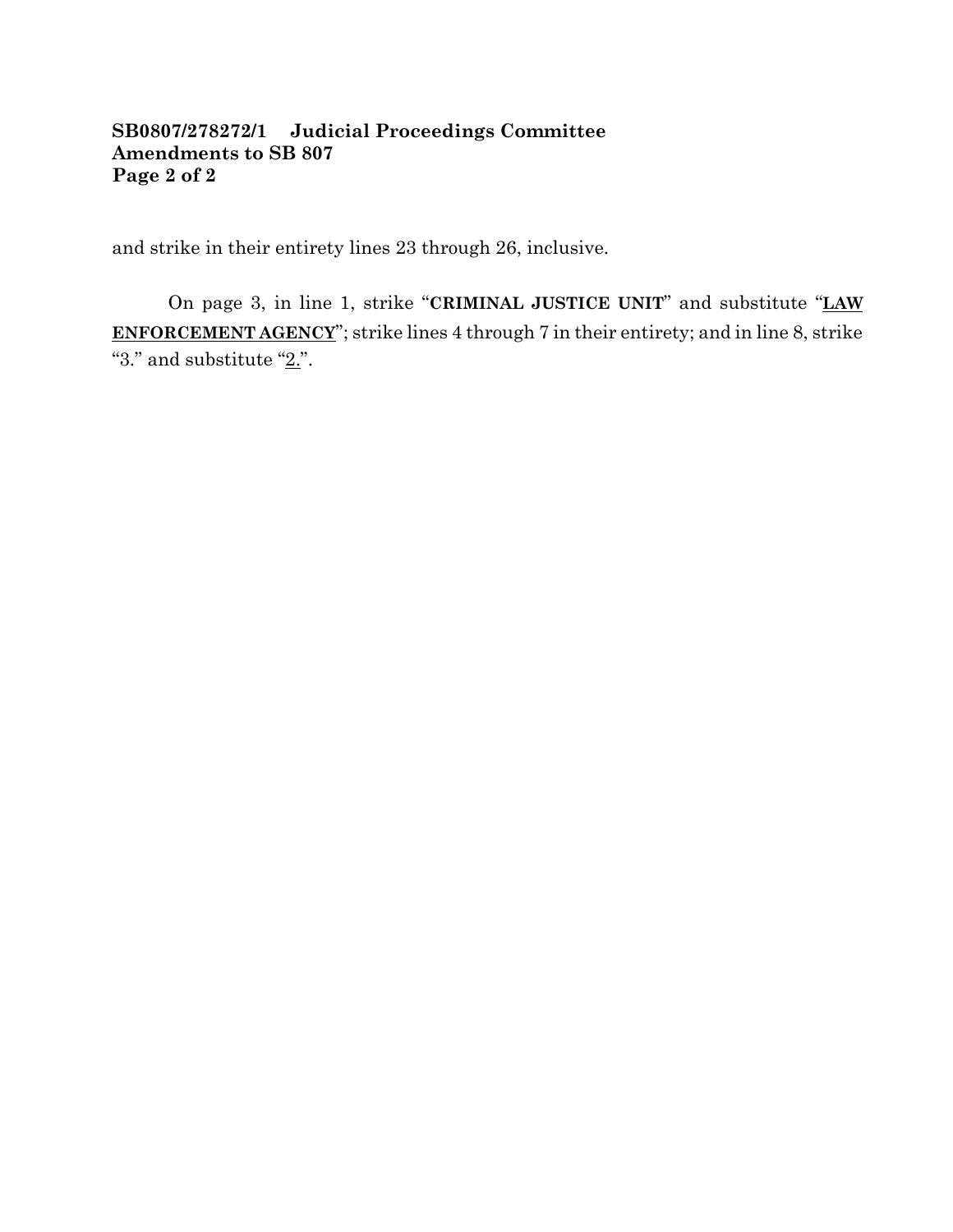and strike in their entirety lines 23 through 26, inclusive.

On page 3, in line 1, strike "**CRIMINAL JUSTICE UNIT**" and substitute "**LAW ENFORCEMENT AGENCY**"; strike lines 4 through 7 in their entirety; and in line 8, strike "3." and substitute "2.".